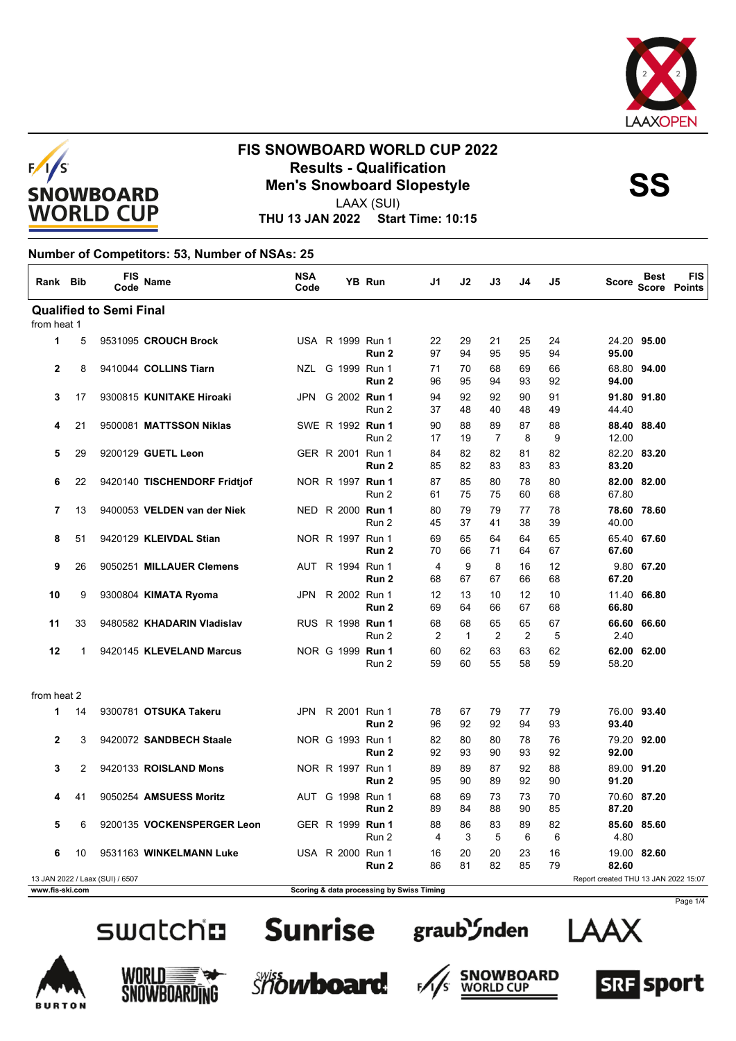# FIS SNOWBOARD WORLD CUP 2022

## Results - Qualification

## Men's Snowboard Slopestyle

**SS**

LAAX (SUI)

**THU 13 JAN 2022 Start Time: 10:15**

### Number of Competitors: 53, Number of NSAs: 25

| Rank | Bib | FIS Code | Name | NSA Code | YB | Run | J1 | J2 | J3 | J4 | J5 | Score | Best Score | FIS Points |
|---|---|---|---|---|---|---|---|---|---|---|---|---|---|---|
| **Qualified to Semi Final** | | | | | | | | | | | | | | |
| from heat 1 | | | | | | | | | | | | | | |
| 1 | 5 | 9531095 | **CROUCH Brock** | USA | R 1999 | Run 1 | 22 | 29 | 21 | 25 | 24 | 24.20 | **95.00** | |
| | | | | | | **Run 2** | 97 | 94 | 95 | 95 | 94 | **95.00** | | |
| 2 | 8 | 9410044 | **COLLINS Tiarn** | NZL | G 1999 | Run 1 | 71 | 70 | 68 | 69 | 66 | 68.80 | **94.00** | |
| | | | | | | **Run 2** | 96 | 95 | 94 | 93 | 92 | **94.00** | | |
| 3 | 17 | 9300815 | **KUNITAKE Hiroaki** | JPN | G 2002 | **Run 1** | 94 | 92 | 92 | 90 | 91 | **91.80** | **91.80** | |
| | | | | | | Run 2 | 37 | 48 | 40 | 48 | 49 | 44.40 | | |
| 4 | 21 | 9500081 | **MATTSSON Niklas** | SWE | R 1992 | **Run 1** | 90 | 88 | 89 | 87 | 88 | **88.40** | **88.40** | |
| | | | | | | Run 2 | 17 | 19 | 7 | 8 | 9 | 12.00 | | |
| 5 | 29 | 9200129 | **GUETL Leon** | GER | R 2001 | Run 1 | 84 | 82 | 82 | 81 | 82 | 82.20 | **83.20** | |
| | | | | | | **Run 2** | 85 | 82 | 83 | 83 | 83 | **83.20** | | |
| 6 | 22 | 9420140 | **TISCHENDORF Fridtjof** | NOR | R 1997 | **Run 1** | 87 | 85 | 80 | 78 | 80 | **82.00** | **82.00** | |
| | | | | | | Run 2 | 61 | 75 | 75 | 60 | 68 | 67.80 | | |
| 7 | 13 | 9400053 | **VELDEN van der Niek** | NED | R 2000 | **Run 1** | 80 | 79 | 79 | 77 | 78 | **78.60** | **78.60** | |
| | | | | | | Run 2 | 45 | 37 | 41 | 38 | 39 | 40.00 | | |
| 8 | 51 | 9420129 | **KLEIVDAL Stian** | NOR | R 1997 | Run 1 | 69 | 65 | 64 | 64 | 65 | 65.40 | **67.60** | |
| | | | | | | **Run 2** | 70 | 66 | 71 | 64 | 67 | **67.60** | | |
| 9 | 26 | 9050251 | **MILLAUER Clemens** | AUT | R 1994 | Run 1 | 4 | 9 | 8 | 16 | 12 | 9.80 | **67.20** | |
| | | | | | | **Run 2** | 68 | 67 | 67 | 66 | 68 | **67.20** | | |
| 10 | 9 | 9300804 | **KIMATA Ryoma** | JPN | R 2002 | Run 1 | 12 | 13 | 10 | 12 | 10 | 11.40 | **66.80** | |
| | | | | | | **Run 2** | 69 | 64 | 66 | 67 | 68 | **66.80** | | |
| 11 | 33 | 9480582 | **KHADARIN Vladislav** | RUS | R 1998 | **Run 1** | 68 | 68 | 65 | 65 | 67 | **66.60** | **66.60** | |
| | | | | | | Run 2 | 2 | 1 | 2 | 2 | 5 | 2.40 | | |
| 12 | 1 | 9420145 | **KLEVELAND Marcus** | NOR | G 1999 | **Run 1** | 60 | 62 | 63 | 63 | 62 | **62.00** | **62.00** | |
| | | | | | | Run 2 | 59 | 60 | 55 | 58 | 59 | 58.20 | | |
| from heat 2 | | | | | | | | | | | | | | |
| 1 | 14 | 9300781 | **OTSUKA Takeru** | JPN | R 2001 | Run 1 | 78 | 67 | 79 | 77 | 79 | 76.00 | **93.40** | |
| | | | | | | **Run 2** | 96 | 92 | 92 | 94 | 93 | **93.40** | | |
| 2 | 3 | 9420072 | **SANDBECH Staale** | NOR | G 1993 | Run 1 | 82 | 80 | 80 | 78 | 76 | 79.20 | **92.00** | |
| | | | | | | **Run 2** | 92 | 93 | 90 | 93 | 92 | **92.00** | | |
| 3 | 2 | 9420133 | **ROISLAND Mons** | NOR | R 1997 | Run 1 | 89 | 89 | 87 | 92 | 88 | 89.00 | **91.20** | |
| | | | | | | **Run 2** | 95 | 90 | 89 | 92 | 90 | **91.20** | | |
| 4 | 41 | 9050254 | **AMSUESS Moritz** | AUT | G 1998 | Run 1 | 68 | 69 | 73 | 73 | 70 | 70.60 | **87.20** | |
| | | | | | | **Run 2** | 89 | 84 | 88 | 90 | 85 | **87.20** | | |
| 5 | 6 | 9200135 | **VOCKENSPERGER Leon** | GER | R 1999 | **Run 1** | 88 | 86 | 83 | 89 | 82 | **85.60** | **85.60** | |
| | | | | | | Run 2 | 4 | 3 | 5 | 6 | 6 | 4.80 | | |
| 6 | 10 | 9531163 | **WINKELMANN Luke** | USA | R 2000 | Run 1 | 16 | 20 | 20 | 23 | 16 | 19.00 | **82.60** | |
| | | | | | | **Run 2** | 86 | 81 | 82 | 85 | 79 | **82.60** | | |

13 JAN 2022 / Laax (SUI) / 6507

Report created THU 13 JAN 2022 15:07

www.fis-ski.com

Scoring & data processing by Swiss Timing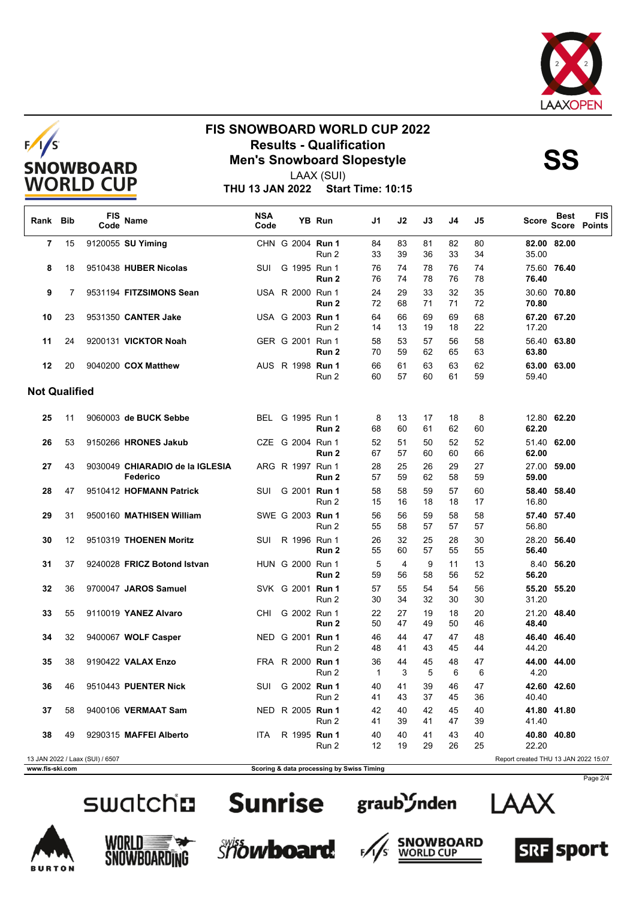# FIS SNOWBOARD WORLD CUP 2022

## Results - Qualification

## Men's Snowboard Slopestyle

LAAX (SUI)

**THU 13 JAN 2022 Start Time: 10:15**

**SS**

| Rank | Bib | FIS Code | Name | NSA Code | YB | Run | J1 | J2 | J3 | J4 | J5 | Score | Best Score | FIS Points |
|---|---|---|---|---|---|---|---|---|---|---|---|---|---|---|
| 7 | 15 | 9120055 | **SU Yiming** | CHN | G 2004 | **Run 1** | 84 | 83 | 81 | 82 | 80 | **82.00** | **82.00** | |
| | | | | | | Run 2 | 33 | 39 | 36 | 33 | 34 | 35.00 | | |
| 8 | 18 | 9510438 | **HUBER Nicolas** | SUI | G 1995 | Run 1 | 76 | 74 | 78 | 76 | 74 | 75.60 | **76.40** | |
| | | | | | | **Run 2** | 76 | 74 | 78 | 76 | 78 | **76.40** | | |
| 9 | 7 | 9531194 | **FITZSIMONS Sean** | USA | R 2000 | Run 1 | 24 | 29 | 33 | 32 | 35 | 30.60 | **70.80** | |
| | | | | | | **Run 2** | 72 | 68 | 71 | 71 | 72 | **70.80** | | |
| 10 | 23 | 9531350 | **CANTER Jake** | USA | G 2003 | **Run 1** | 64 | 66 | 69 | 69 | 68 | **67.20** | **67.20** | |
| | | | | | | Run 2 | 14 | 13 | 19 | 18 | 22 | 17.20 | | |
| 11 | 24 | 9200131 | **VICKTOR Noah** | GER | G 2001 | Run 1 | 58 | 53 | 57 | 56 | 58 | 56.40 | **63.80** | |
| | | | | | | **Run 2** | 70 | 59 | 62 | 65 | 63 | **63.80** | | |
| 12 | 20 | 9040200 | **COX Matthew** | AUS | R 1998 | **Run 1** | 66 | 61 | 63 | 63 | 62 | **63.00** | **63.00** | |
| | | | | | | Run 2 | 60 | 57 | 60 | 61 | 59 | 59.40 | | |
| **Not Qualified** | | | | | | | | | | | | | | |
| 25 | 11 | 9060003 | **de BUCK Sebbe** | BEL | G 1995 | Run 1 | 8 | 13 | 17 | 18 | 8 | 12.80 | **62.20** | |
| | | | | | | **Run 2** | 68 | 60 | 61 | 62 | 60 | **62.20** | | |
| 26 | 53 | 9150266 | **HRONES Jakub** | CZE | G 2004 | Run 1 | 52 | 51 | 50 | 52 | 52 | 51.40 | **62.00** | |
| | | | | | | **Run 2** | 67 | 57 | 60 | 60 | 66 | **62.00** | | |
| 27 | 43 | 9030049 | **CHIARADIO de la IGLESIA Federico** | ARG | R 1997 | Run 1 | 28 | 25 | 26 | 29 | 27 | 27.00 | **59.00** | |
| | | | | | | **Run 2** | 57 | 59 | 62 | 58 | 59 | **59.00** | | |
| 28 | 47 | 9510412 | **HOFMANN Patrick** | SUI | G 2001 | **Run 1** | 58 | 58 | 59 | 57 | 60 | **58.40** | **58.40** | |
| | | | | | | Run 2 | 15 | 16 | 18 | 18 | 17 | 16.80 | | |
| 29 | 31 | 9500160 | **MATHISEN William** | SWE | G 2003 | **Run 1** | 56 | 56 | 59 | 58 | 58 | **57.40** | **57.40** | |
| | | | | | | Run 2 | 55 | 58 | 57 | 57 | 57 | 56.80 | | |
| 30 | 12 | 9510319 | **THOENEN Moritz** | SUI | R 1996 | Run 1 | 26 | 32 | 25 | 28 | 30 | 28.20 | **56.40** | |
| | | | | | | **Run 2** | 55 | 60 | 57 | 55 | 55 | **56.40** | | |
| 31 | 37 | 9240028 | **FRICZ Botond Istvan** | HUN | G 2000 | Run 1 | 5 | 4 | 9 | 11 | 13 | 8.40 | **56.20** | |
| | | | | | | **Run 2** | 59 | 56 | 58 | 56 | 52 | **56.20** | | |
| 32 | 36 | 9700047 | **JAROS Samuel** | SVK | G 2001 | **Run 1** | 57 | 55 | 54 | 54 | 56 | **55.20** | **55.20** | |
| | | | | | | Run 2 | 30 | 34 | 32 | 30 | 30 | 31.20 | | |
| 33 | 55 | 9110019 | **YANEZ Alvaro** | CHI | G 2002 | Run 1 | 22 | 27 | 19 | 18 | 20 | 21.20 | **48.40** | |
| | | | | | | **Run 2** | 50 | 47 | 49 | 50 | 46 | **48.40** | | |
| 34 | 32 | 9400067 | **WOLF Casper** | NED | G 2001 | **Run 1** | 46 | 44 | 47 | 47 | 48 | **46.40** | **46.40** | |
| | | | | | | Run 2 | 48 | 41 | 43 | 45 | 44 | 44.20 | | |
| 35 | 38 | 9190422 | **VALAX Enzo** | FRA | R 2000 | **Run 1** | 36 | 44 | 45 | 48 | 47 | **44.00** | **44.00** | |
| | | | | | | Run 2 | 1 | 3 | 5 | 6 | 6 | 4.20 | | |
| 36 | 46 | 9510443 | **PUENTER Nick** | SUI | G 2002 | **Run 1** | 40 | 41 | 39 | 46 | 47 | **42.60** | **42.60** | |
| | | | | | | Run 2 | 41 | 43 | 37 | 45 | 36 | 40.40 | | |
| 37 | 58 | 9400106 | **VERMAAT Sam** | NED | R 2005 | **Run 1** | 42 | 40 | 42 | 45 | 40 | **41.80** | **41.80** | |
| | | | | | | Run 2 | 41 | 39 | 41 | 47 | 39 | 41.40 | | |
| 38 | 49 | 9290315 | **MAFFEI Alberto** | ITA | R 1995 | **Run 1** | 40 | 40 | 41 | 43 | 40 | **40.80** | **40.80** | |
| | | | | | | Run 2 | 12 | 19 | 29 | 26 | 25 | 22.20 | | |

13 JAN 2022 / Laax (SUI) / 6507 — Report created THU 13 JAN 2022 15:07

www.fis-ski.com — Scoring & data processing by Swiss Timing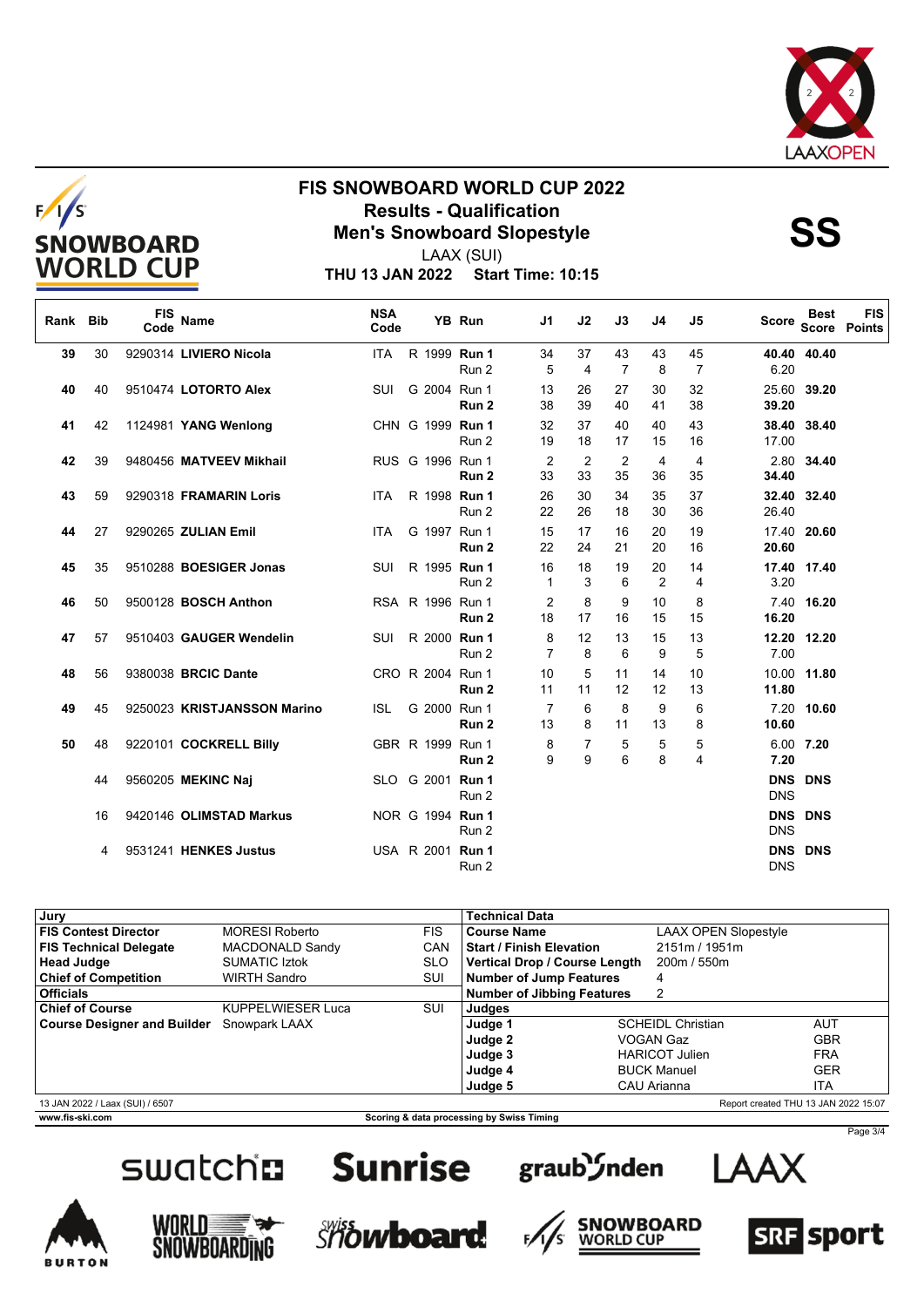# FIS SNOWBOARD WORLD CUP 2022

## Results - Qualification

## Men's Snowboard Slopestyle

**SS**

LAAX (SUI)

**THU 13 JAN 2022 Start Time: 10:15**

| Rank | Bib | FIS Code | Name | NSA Code | | YB | Run | J1 | J2 | J3 | J4 | J5 | Score | Best Score | FIS Points |
|---|---|---|---|---|---|---|---|---|---|---|---|---|---|---|---|
| 39 | 30 | 9290314 | **LIVIERO Nicola** | ITA | R | 1999 | **Run 1** | 34 | 37 | 43 | 43 | 45 | **40.40** | **40.40** | |
| | | | | | | | Run 2 | 5 | 4 | 7 | 8 | 7 | 6.20 | | |
| 40 | 40 | 9510474 | **LOTORTO Alex** | SUI | G | 2004 | Run 1 | 13 | 26 | 27 | 30 | 32 | 25.60 | **39.20** | |
| | | | | | | | **Run 2** | 38 | 39 | 40 | 41 | 38 | **39.20** | | |
| 41 | 42 | 1124981 | **YANG Wenlong** | CHN | G | 1999 | **Run 1** | 32 | 37 | 40 | 40 | 43 | **38.40** | **38.40** | |
| | | | | | | | Run 2 | 19 | 18 | 17 | 15 | 16 | 17.00 | | |
| 42 | 39 | 9480456 | **MATVEEV Mikhail** | RUS | G | 1996 | Run 1 | 2 | 2 | 2 | 4 | 4 | 2.80 | **34.40** | |
| | | | | | | | **Run 2** | 33 | 33 | 35 | 36 | 35 | **34.40** | | |
| 43 | 59 | 9290318 | **FRAMARIN Loris** | ITA | R | 1998 | **Run 1** | 26 | 30 | 34 | 35 | 37 | **32.40** | **32.40** | |
| | | | | | | | Run 2 | 22 | 26 | 18 | 30 | 36 | 26.40 | | |
| 44 | 27 | 9290265 | **ZULIAN Emil** | ITA | G | 1997 | Run 1 | 15 | 17 | 16 | 20 | 19 | 17.40 | **20.60** | |
| | | | | | | | **Run 2** | 22 | 24 | 21 | 20 | 16 | **20.60** | | |
| 45 | 35 | 9510288 | **BOESIGER Jonas** | SUI | R | 1995 | **Run 1** | 16 | 18 | 19 | 20 | 14 | **17.40** | **17.40** | |
| | | | | | | | Run 2 | 1 | 3 | 6 | 2 | 4 | 3.20 | | |
| 46 | 50 | 9500128 | **BOSCH Anthon** | RSA | R | 1996 | Run 1 | 2 | 8 | 9 | 10 | 8 | 7.40 | **16.20** | |
| | | | | | | | **Run 2** | 18 | 17 | 16 | 15 | 15 | **16.20** | | |
| 47 | 57 | 9510403 | **GAUGER Wendelin** | SUI | R | 2000 | **Run 1** | 8 | 12 | 13 | 15 | 13 | **12.20** | **12.20** | |
| | | | | | | | Run 2 | 7 | 8 | 6 | 9 | 5 | 7.00 | | |
| 48 | 56 | 9380038 | **BRCIC Dante** | CRO | R | 2004 | Run 1 | 10 | 5 | 11 | 14 | 10 | 10.00 | **11.80** | |
| | | | | | | | **Run 2** | 11 | 11 | 12 | 12 | 13 | **11.80** | | |
| 49 | 45 | 9250023 | **KRISTJANSSON Marino** | ISL | G | 2000 | Run 1 | 7 | 6 | 8 | 9 | 6 | 7.20 | **10.60** | |
| | | | | | | | **Run 2** | 13 | 8 | 11 | 13 | 8 | **10.60** | | |
| 50 | 48 | 9220101 | **COCKRELL Billy** | GBR | R | 1999 | Run 1 | 8 | 7 | 5 | 5 | 5 | 6.00 | **7.20** | |
| | | | | | | | **Run 2** | 9 | 9 | 6 | 8 | 4 | **7.20** | | |
| | 44 | 9560205 | **MEKINC Naj** | SLO | G | 2001 | **Run 1** | | | | | | **DNS** | **DNS** | |
| | | | | | | | Run 2 | | | | | | DNS | | |
| | 16 | 9420146 | **OLIMSTAD Markus** | NOR | G | 1994 | **Run 1** | | | | | | **DNS** | **DNS** | |
| | | | | | | | Run 2 | | | | | | DNS | | |
| | 4 | 9531241 | **HENKES Justus** | USA | R | 2001 | **Run 1** | | | | | | **DNS** | **DNS** | |
| | | | | | | | Run 2 | | | | | | DNS | | |

| Jury | | |
|---|---|---|
| **FIS Contest Director** | MORESI Roberto | FIS |
| **FIS Technical Delegate** | MACDONALD Sandy | CAN |
| **Head Judge** | SUMATIC Iztok | SLO |
| **Chief of Competition** | WIRTH Sandro | SUI |
| **Officials** | | |
| **Chief of Course** | KUPPELWIESER Luca | SUI |
| **Course Designer and Builder** | Snowpark LAAX | |

| Technical Data | |
|---|---|
| **Course Name** | LAAX OPEN Slopestyle |
| **Start / Finish Elevation** | 2151m / 1951m |
| **Vertical Drop / Course Length** | 200m / 550m |
| **Number of Jump Features** | 4 |
| **Number of Jibbing Features** | 2 |

| Judges | | |
|---|---|---|
| **Judge 1** | SCHEIDL Christian | AUT |
| **Judge 2** | VOGAN Gaz | GBR |
| **Judge 3** | HARICOT Julien | FRA |
| **Judge 4** | BUCK Manuel | GER |
| **Judge 5** | CAU Arianna | ITA |

13 JAN 2022 / Laax (SUI) / 6507

Report created THU 13 JAN 2022 15:07

www.fis-ski.com

Scoring & data processing by Swiss Timing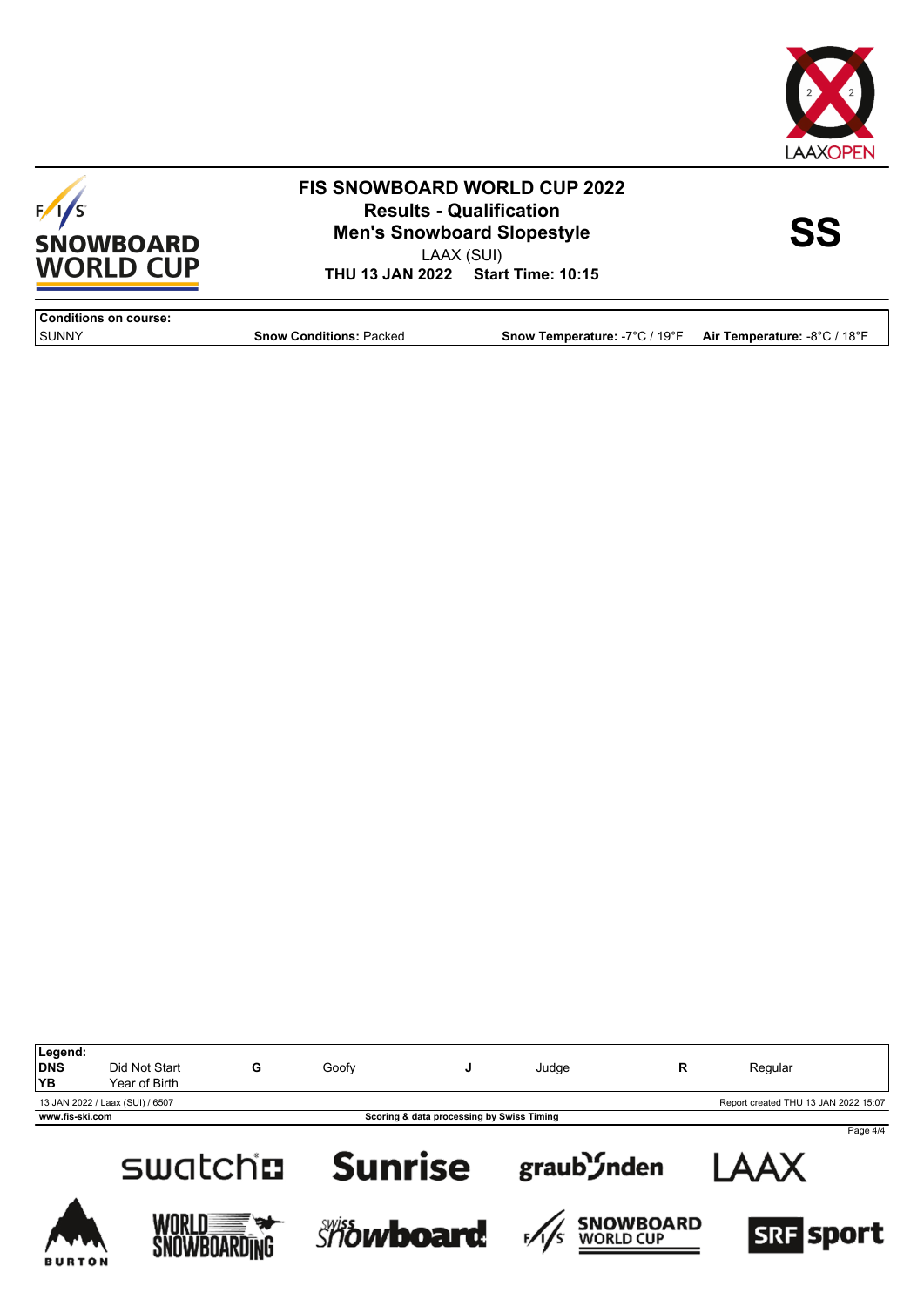# FIS SNOWBOARD WORLD CUP 2022

## Results - Qualification

## Men's Snowboard Slopestyle

LAAX (SUI)

**THU 13 JAN 2022 Start Time: 10:15**

**SS**

| **Conditions on course:** | | | |
|---|---|---|---|
| SUNNY | **Snow Conditions:** Packed | **Snow Temperature:** -7°C / 19°F | **Air Temperature:** -8°C / 18°F |

| **Legend:** | | | | | | | |
|---|---|---|---|---|---|---|---|
| **DNS** | Did Not Start | **G** | Goofy | **J** | Judge | **R** | Regular |
| **YB** | Year of Birth | | | | | | |

13 JAN 2022 / Laax (SUI) / 6507

Report created THU 13 JAN 2022 15:07

www.fis-ski.com

Scoring & data processing by Swiss Timing